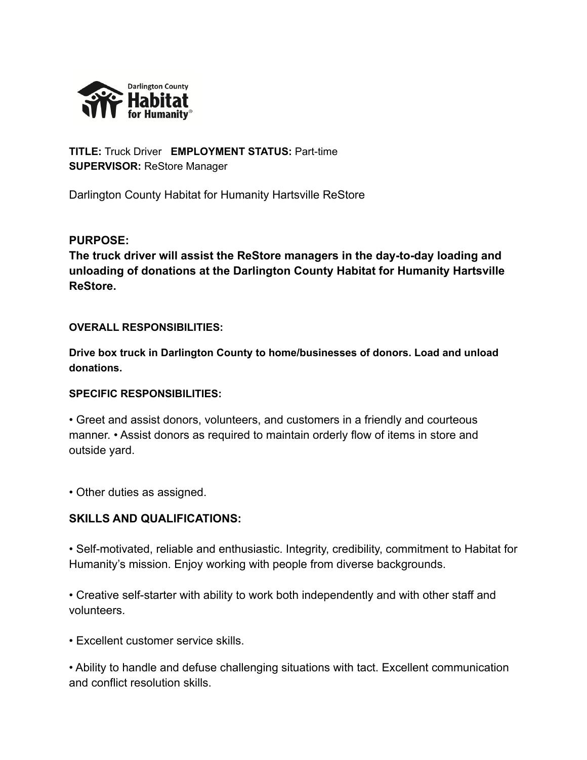**TITLE:** Truck Driver **EMPLOYMENT STATUS:** Part-time
**SUPERVISOR:** ReStore Manager

Darlington County Habitat for Humanity Hartsville ReStore

## PURPOSE:

**The truck driver will assist the ReStore managers in the day-to-day loading and unloading of donations at the Darlington County Habitat for Humanity Hartsville ReStore.**

### OVERALL RESPONSIBILITIES:

**Drive box truck in Darlington County to home/businesses of donors. Load and unload donations.**

### SPECIFIC RESPONSIBILITIES:

• Greet and assist donors, volunteers, and customers in a friendly and courteous manner. • Assist donors as required to maintain orderly flow of items in store and outside yard.

• Other duties as assigned.

## SKILLS AND QUALIFICATIONS:

• Self-motivated, reliable and enthusiastic. Integrity, credibility, commitment to Habitat for Humanity's mission. Enjoy working with people from diverse backgrounds.

• Creative self-starter with ability to work both independently and with other staff and volunteers.

• Excellent customer service skills.

• Ability to handle and defuse challenging situations with tact. Excellent communication and conflict resolution skills.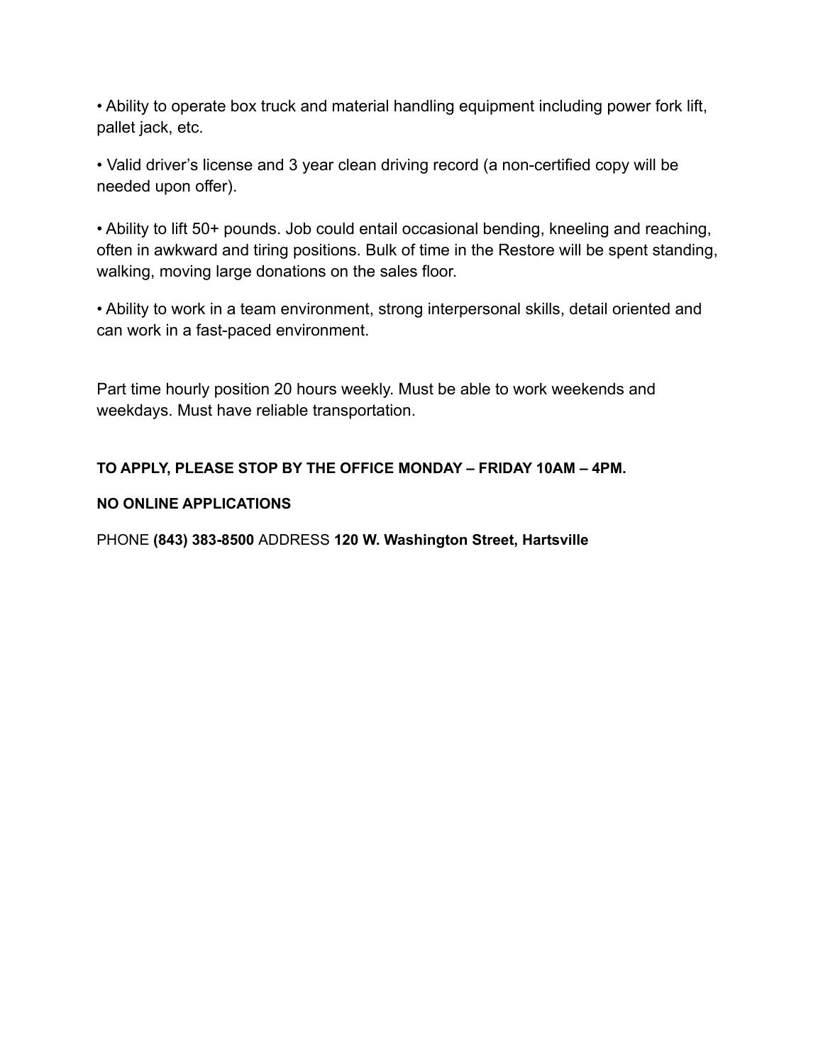- Ability to operate box truck and material handling equipment including power fork lift, pallet jack, etc.

- Valid driver’s license and 3 year clean driving record (a non-certified copy will be needed upon offer).

- Ability to lift 50+ pounds. Job could entail occasional bending, kneeling and reaching, often in awkward and tiring positions. Bulk of time in the Restore will be spent standing, walking, moving large donations on the sales floor.

- Ability to work in a team environment, strong interpersonal skills, detail oriented and can work in a fast-paced environment.

Part time hourly position 20 hours weekly. Must be able to work weekends and weekdays. Must have reliable transportation.

**TO APPLY, PLEASE STOP BY THE OFFICE MONDAY – FRIDAY 10AM – 4PM.**

**NO ONLINE APPLICATIONS**

PHONE **(843) 383-8500** ADDRESS **120 W. Washington Street, Hartsville**